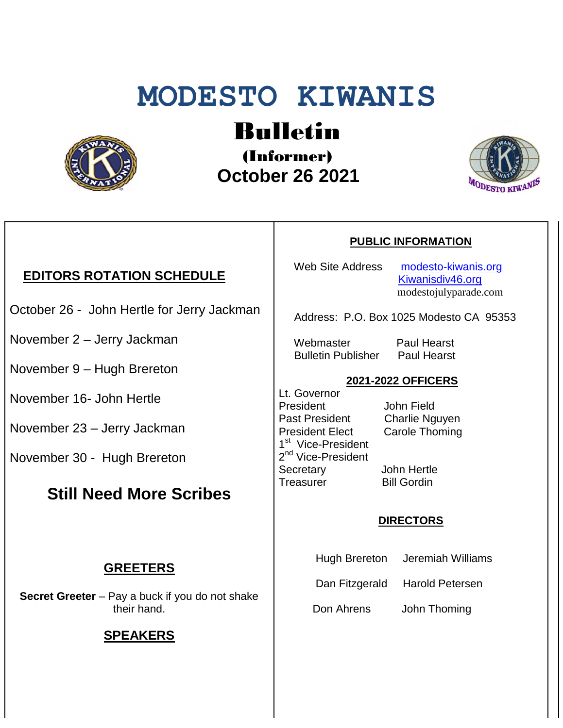# MODESTO KIWANIS

## Bulletin

### (Informer)

### October 26 2021

## EDITORS ROTATION SCHEDULE

October 26 - John Hertle for Jerry Jackman

November 2 – Jerry Jackman

November 9 – Hugh Brereton

November 16- John Hertle

November 23 – Jerry Jackman

November 30 - Hugh Brereton

## Still Need More Scribes

## GREETERS

**Secret Greeter** – Pay a buck if you do not shake their hand.

## SPEAKERS

## PUBLIC INFORMATION

Web Site Address: modesto-kiwanis.org
Kiwanisdiv46.org
modestojulyparade.com

Address: P.O. Box 1025 Modesto CA 95353

Webmaster: Paul Hearst
Bulletin Publisher: Paul Hearst

## 2021-2022 OFFICERS

| Position | Name |
|---|---|
| Lt. Governor | |
| President | John Field |
| Past President | Charlie Nguyen |
| President Elect | Carole Thoming |
| 1st Vice-President | |
| 2nd Vice-President | |
| Secretary | John Hertle |
| Treasurer | Bill Gordin |

## DIRECTORS

| | |
|---|---|
| Hugh Brereton | Jeremiah Williams |
| Dan Fitzgerald | Harold Petersen |
| Don Ahrens | John Thoming |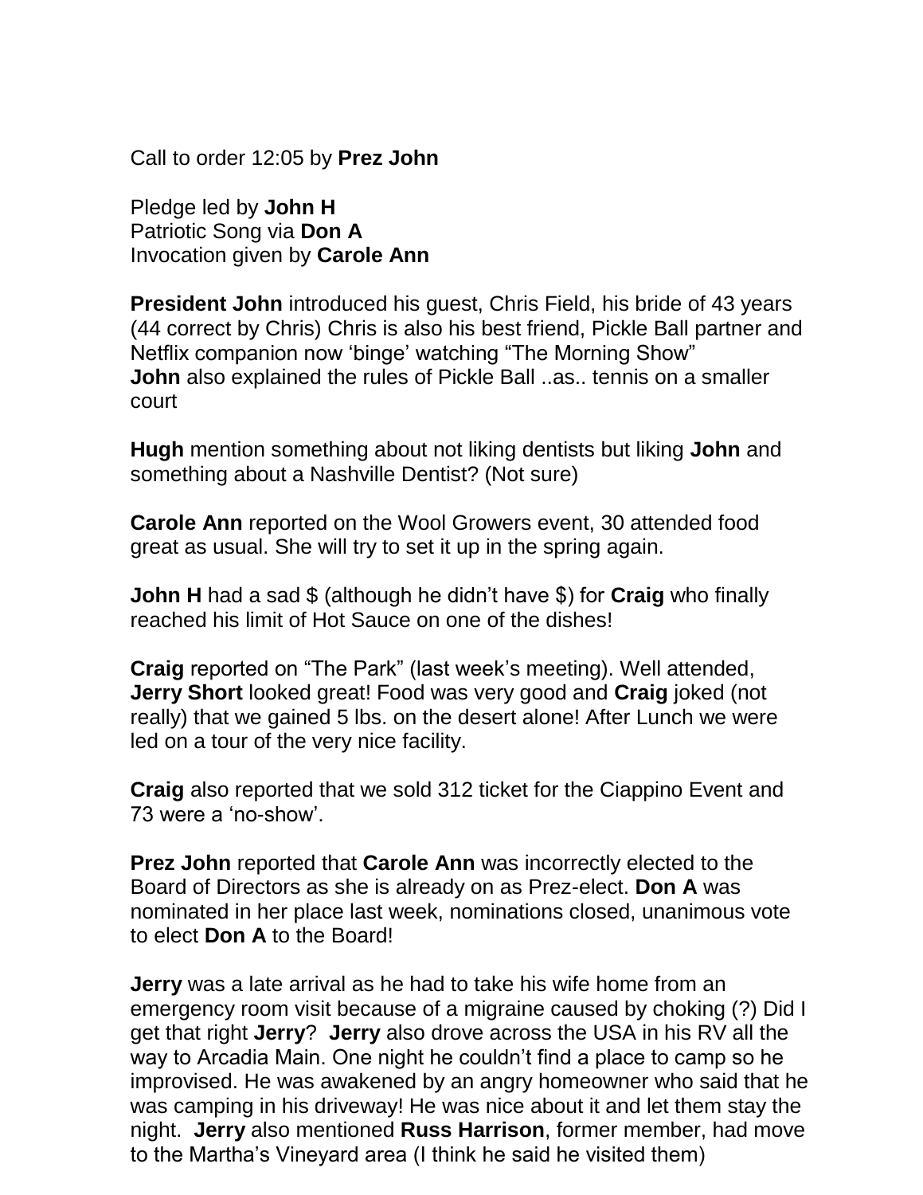Call to order 12:05 by **Prez John**

Pledge led by **John H**
Patriotic Song via **Don A**
Invocation given by **Carole Ann**

**President John** introduced his guest, Chris Field, his bride of 43 years (44 correct by Chris) Chris is also his best friend, Pickle Ball partner and Netflix companion now 'binge' watching "The Morning Show"
**John** also explained the rules of Pickle Ball ..as.. tennis on a smaller court

**Hugh** mention something about not liking dentists but liking **John** and something about a Nashville Dentist? (Not sure)

**Carole Ann** reported on the Wool Growers event, 30 attended food great as usual. She will try to set it up in the spring again.

**John H** had a sad $ (although he didn't have $) for **Craig** who finally reached his limit of Hot Sauce on one of the dishes!

**Craig** reported on "The Park" (last week's meeting). Well attended, **Jerry Short** looked great! Food was very good and **Craig** joked (not really) that we gained 5 lbs. on the desert alone! After Lunch we were led on a tour of the very nice facility.

**Craig** also reported that we sold 312 ticket for the Ciappino Event and 73 were a 'no-show'.

**Prez John** reported that **Carole Ann** was incorrectly elected to the Board of Directors as she is already on as Prez-elect. **Don A** was nominated in her place last week, nominations closed, unanimous vote to elect **Don A** to the Board!

**Jerry** was a late arrival as he had to take his wife home from an emergency room visit because of a migraine caused by choking (?) Did I get that right **Jerry**? **Jerry** also drove across the USA in his RV all the way to Arcadia Main. One night he couldn't find a place to camp so he improvised. He was awakened by an angry homeowner who said that he was camping in his driveway! He was nice about it and let them stay the night. **Jerry** also mentioned **Russ Harrison**, former member, had move to the Martha's Vineyard area (I think he said he visited them)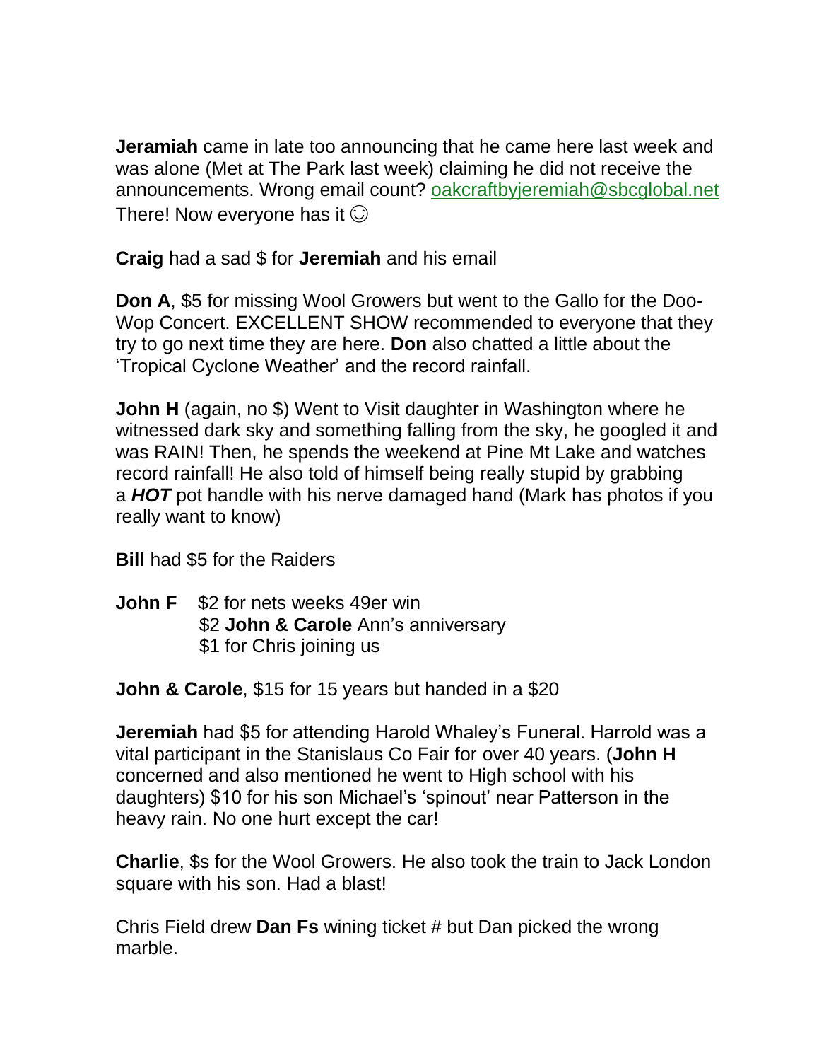**Jeramiah** came in late too announcing that he came here last week and was alone (Met at The Park last week) claiming he did not receive the announcements. Wrong email count? oakcraftbyjeremiah@sbcglobal.net There! Now everyone has it ☺

**Craig** had a sad $ for **Jeremiah** and his email

**Don A**, $5 for missing Wool Growers but went to the Gallo for the Doo-Wop Concert. EXCELLENT SHOW recommended to everyone that they try to go next time they are here. **Don** also chatted a little about the 'Tropical Cyclone Weather' and the record rainfall.

**John H** (again, no $) Went to Visit daughter in Washington where he witnessed dark sky and something falling from the sky, he googled it and was RAIN! Then, he spends the weekend at Pine Mt Lake and watches record rainfall! He also told of himself being really stupid by grabbing a ***HOT*** pot handle with his nerve damaged hand (Mark has photos if you really want to know)

**Bill** had $5 for the Raiders

**John F** $2 for nets weeks 49er win
$2 **John & Carole** Ann's anniversary
$1 for Chris joining us

**John & Carole**, $15 for 15 years but handed in a $20

**Jeremiah** had $5 for attending Harold Whaley's Funeral. Harrold was a vital participant in the Stanislaus Co Fair for over 40 years. (**John H** concerned and also mentioned he went to High school with his daughters) $10 for his son Michael's 'spinout' near Patterson in the heavy rain. No one hurt except the car!

**Charlie**, $s for the Wool Growers. He also took the train to Jack London square with his son. Had a blast!

Chris Field drew **Dan Fs** wining ticket # but Dan picked the wrong marble.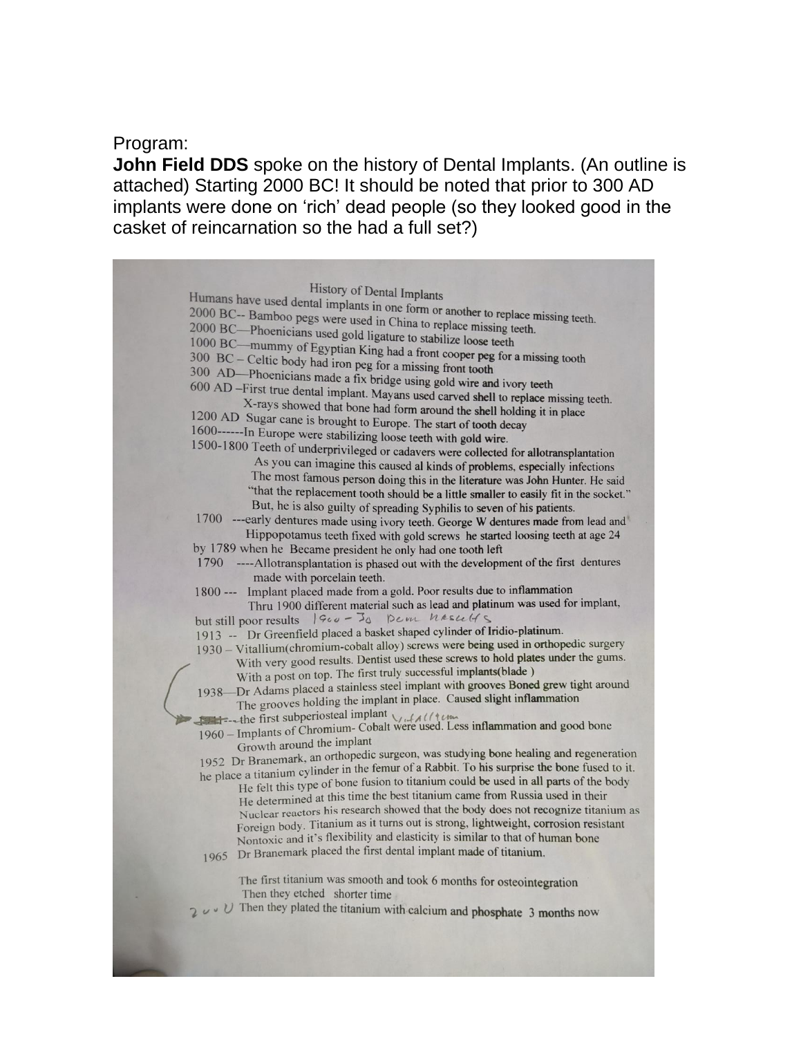Program:

**John Field DDS** spoke on the history of Dental Implants. (An outline is attached) Starting 2000 BC! It should be noted that prior to 300 AD implants were done on 'rich' dead people (so they looked good in the casket of reincarnation so the had a full set?)

History of Dental Implants

Humans have used dental implants in one form or another to replace missing teeth.

2000 BC-- Bamboo pegs were used in China to replace missing teeth.

2000 BC—Phoenicians used gold ligature to stabilize loose teeth

1000 BC—mummy of Egyptian King had a front cooper peg for a missing tooth

300 BC – Celtic body had iron peg for a missing front tooth

300 AD—Phoenicians made a fix bridge using gold wire and ivory teeth

600 AD –First true dental implant. Mayans used carved shell to replace missing teeth. X-rays showed that bone had form around the shell holding it in place

1200 AD Sugar cane is brought to Europe. The start of tooth decay

1600------In Europe were stabilizing loose teeth with gold wire.

1500-1800 Teeth of underprivileged or cadavers were collected for allotransplantation As you can imagine this caused al kinds of problems, especially infections The most famous person doing this in the literature was John Hunter. He said "that the replacement tooth should be a little smaller to easily fit in the socket." But, he is also guilty of spreading Syphilis to seven of his patients.

1700 ---early dentures made using ivory teeth. George W dentures made from lead and Hippopotamus teeth fixed with gold screws he started loosing teeth at age 24 by 1789 when he Became president he only had one tooth left

1790 ----Allotransplantation is phased out with the development of the first dentures made with porcelain teeth.

1800 --- Implant placed made from a gold. Poor results due to inflammation Thru 1900 different material such as lead and platinum was used for implant, but still poor results 1900 – 30 Dem hasells

1913 -- Dr Greenfield placed a basket shaped cylinder of Iridio-platinum.

1930 – Vitallium(chromium-cobalt alloy) screws were being used in orthopedic surgery With very good results. Dentist used these screws to hold plates under the gums. With a post on top. The first truly successful implants(blade )

1938—Dr Adams placed a stainless steel implant with grooves Boned grew tight around The grooves holding the implant in place. Caused slight inflammation

----the first subperiosteal implant Vitallium

1960 – Implants of Chromium- Cobalt were used. Less inflammation and good bone Growth around the implant

1952 Dr Branemark, an orthopedic surgeon, was studying bone healing and regeneration he place a titanium cylinder in the femur of a Rabbit. To his surprise the bone fused to it. He felt this type of bone fusion to titanium could be used in all parts of the body He determined at this time the best titanium came from Russia used in their Nuclear reactors his research showed that the body does not recognize titanium as Foreign body. Titanium as it turns out is strong, lightweight, corrosion resistant Nontoxic and it's flexibility and elasticity is similar to that of human bone

1965 Dr Branemark placed the first dental implant made of titanium.

The first titanium was smooth and took 6 months for osteointegration

Then they etched shorter time

2000 Then they plated the titanium with calcium and phosphate 3 months now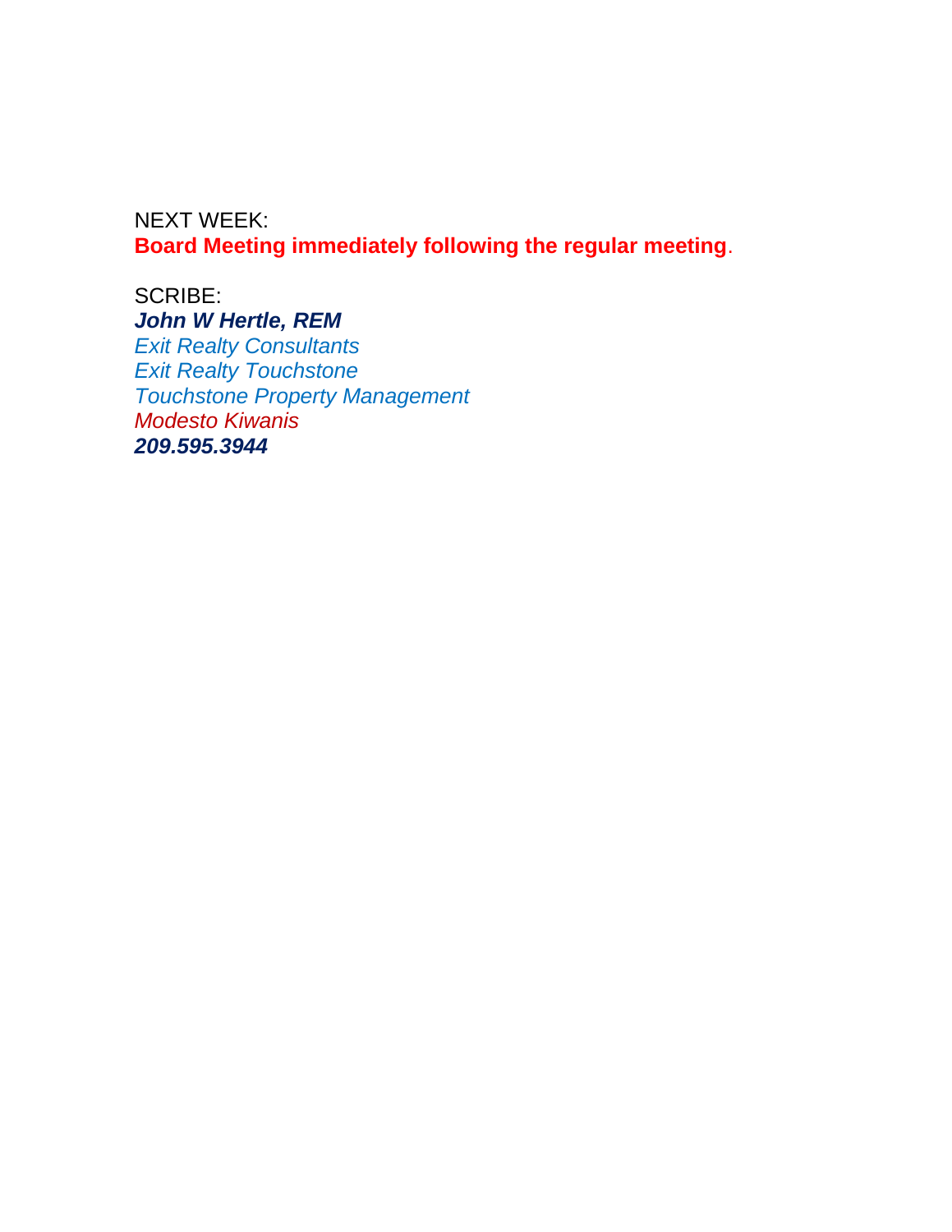NEXT WEEK:
**Board Meeting immediately following the regular meeting**.

SCRIBE:
***John W Hertle, REM***
*Exit Realty Consultants*
*Exit Realty Touchstone*
*Touchstone Property Management*
*Modesto Kiwanis*
***209.595.3944***